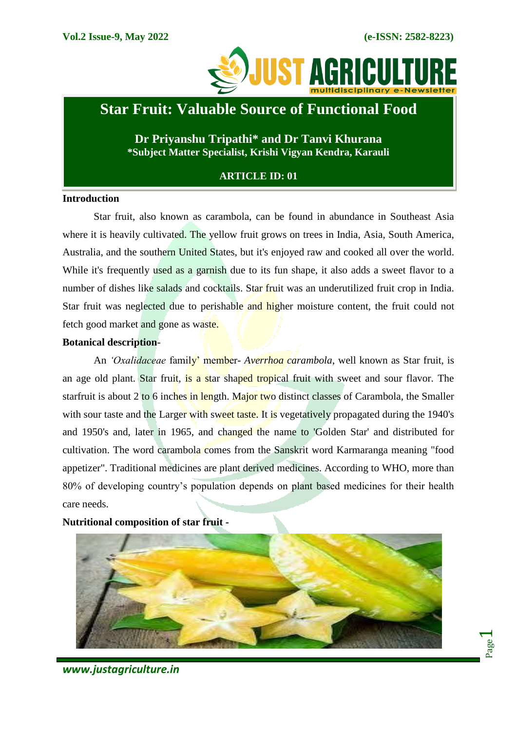# Star Fruit: Valuable Source of Functional Food

**Dr Priyanshu Tripathi* and Dr Tanvi Khurana**
***Subject Matter Specialist, Krishi Vigyan Kendra, Karauli**

**ARTICLE ID: 01**

## Introduction

Star fruit, also known as carambola, can be found in abundance in Southeast Asia where it is heavily cultivated. The yellow fruit grows on trees in India, Asia, South America, Australia, and the southern United States, but it's enjoyed raw and cooked all over the world. While it's frequently used as a garnish due to its fun shape, it also adds a sweet flavor to a number of dishes like salads and cocktails. Star fruit was an underutilized fruit crop in India. Star fruit was neglected due to perishable and higher moisture content, the fruit could not fetch good market and gone as waste.

## Botanical description-

An *'Oxalidaceae* family' member- *Averrhoa carambola*, well known as Star fruit, is an age old plant. Star fruit, is a star shaped tropical fruit with sweet and sour flavor. The starfruit is about 2 to 6 inches in length. Major two distinct classes of Carambola, the Smaller with sour taste and the Larger with sweet taste. It is vegetatively propagated during the 1940's and 1950's and, later in 1965, and changed the name to 'Golden Star' and distributed for cultivation. The word carambola comes from the Sanskrit word Karmaranga meaning "food appetizer". Traditional medicines are plant derived medicines. According to WHO, more than 80% of developing country's population depends on plant based medicines for their health care needs.

## Nutritional composition of star fruit -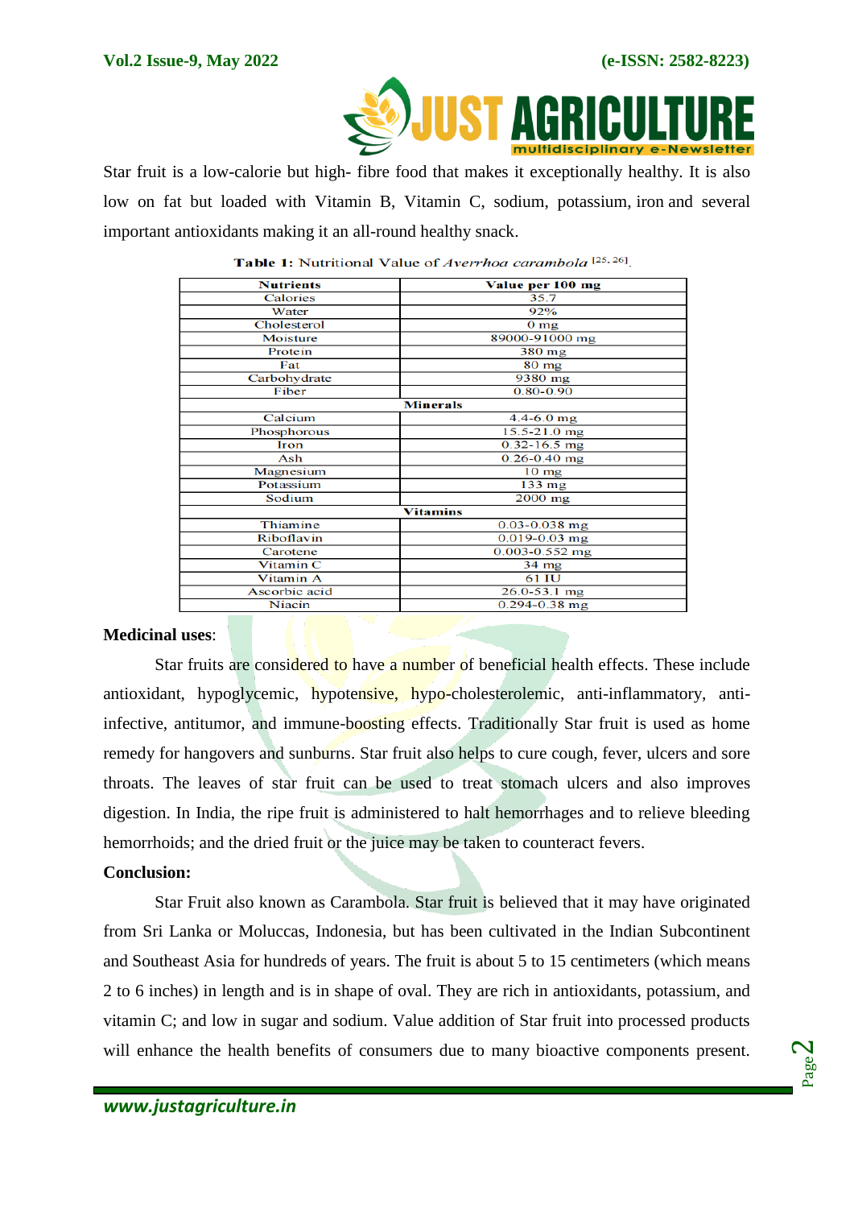Star fruit is a low-calorie but high- fibre food that makes it exceptionally healthy. It is also low on fat but loaded with Vitamin B, Vitamin C, sodium, potassium, iron and several important antioxidants making it an all-round healthy snack.

**Table 1:** Nutritional Value of *Averrhoa carambola* [25, 26].

| Nutrients | Value per 100 mg |
|---|---|
| Calories | 35.7 |
| Water | 92% |
| Cholesterol | 0 mg |
| Moisture | 89000-91000 mg |
| Protein | 380 mg |
| Fat | 80 mg |
| Carbohydrate | 9380 mg |
| Fiber | 0.80-0.90 |
| **Minerals** | |
| Calcium | 4.4-6.0 mg |
| Phosphorous | 15.5-21.0 mg |
| Iron | 0.32-16.5 mg |
| Ash | 0.26-0.40 mg |
| Magnesium | 10 mg |
| Potassium | 133 mg |
| Sodium | 2000 mg |
| **Vitamins** | |
| Thiamine | 0.03-0.038 mg |
| Riboflavin | 0.019-0.03 mg |
| Carotene | 0.003-0.552 mg |
| Vitamin C | 34 mg |
| Vitamin A | 61 IU |
| Ascorbic acid | 26.0-53.1 mg |
| Niacin | 0.294-0.38 mg |

**Medicinal uses**:

Star fruits are considered to have a number of beneficial health effects. These include antioxidant, hypoglycemic, hypotensive, hypo-cholesterolemic, anti-inflammatory, anti-infective, antitumor, and immune-boosting effects. Traditionally Star fruit is used as home remedy for hangovers and sunburns. Star fruit also helps to cure cough, fever, ulcers and sore throats. The leaves of star fruit can be used to treat stomach ulcers and also improves digestion. In India, the ripe fruit is administered to halt hemorrhages and to relieve bleeding hemorrhoids; and the dried fruit or the juice may be taken to counteract fevers.

**Conclusion:**

Star Fruit also known as Carambola. Star fruit is believed that it may have originated from Sri Lanka or Moluccas, Indonesia, but has been cultivated in the Indian Subcontinent and Southeast Asia for hundreds of years. The fruit is about 5 to 15 centimeters (which means 2 to 6 inches) in length and is in shape of oval. They are rich in antioxidants, potassium, and vitamin C; and low in sugar and sodium. Value addition of Star fruit into processed products will enhance the health benefits of consumers due to many bioactive components present.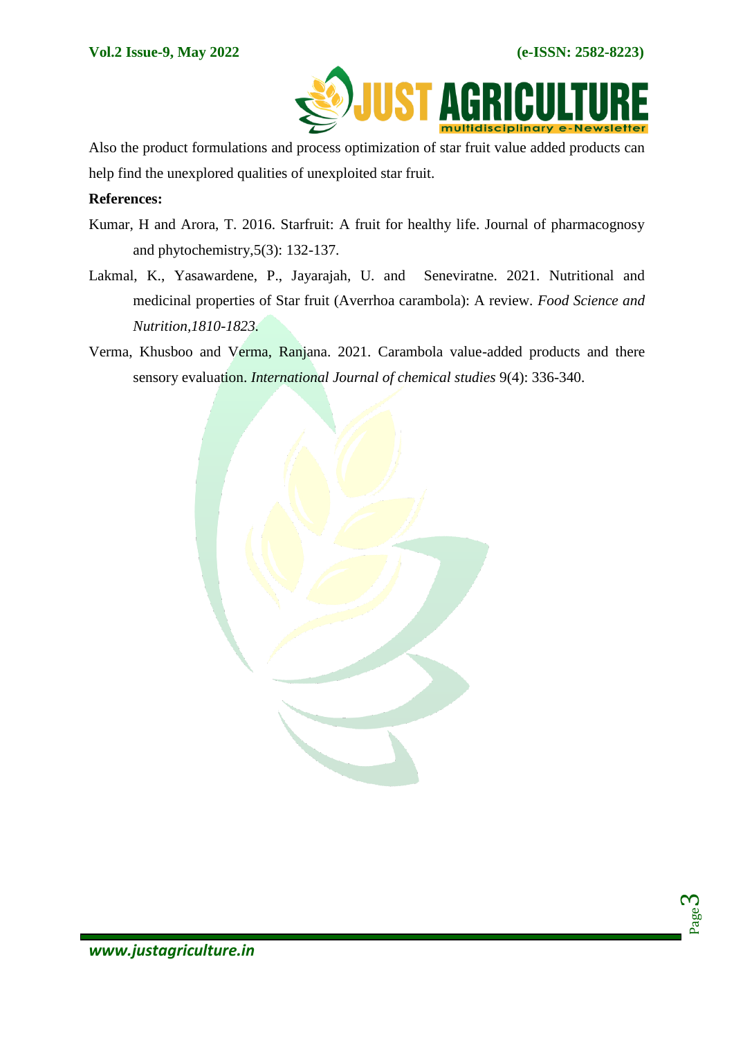Also the product formulations and process optimization of star fruit value added products can help find the unexplored qualities of unexploited star fruit.

**References:**

Kumar, H and Arora, T. 2016. Starfruit: A fruit for healthy life. Journal of pharmacognosy and phytochemistry,5(3): 132-137.

Lakmal, K., Yasawardene, P., Jayarajah, U. and Seneviratne. 2021. Nutritional and medicinal properties of Star fruit (Averrhoa carambola): A review. *Food Science and Nutrition,1810-1823.*

Verma, Khusboo and Verma, Ranjana. 2021. Carambola value-added products and there sensory evaluation. *International Journal of chemical studies* 9(4): 336-340.